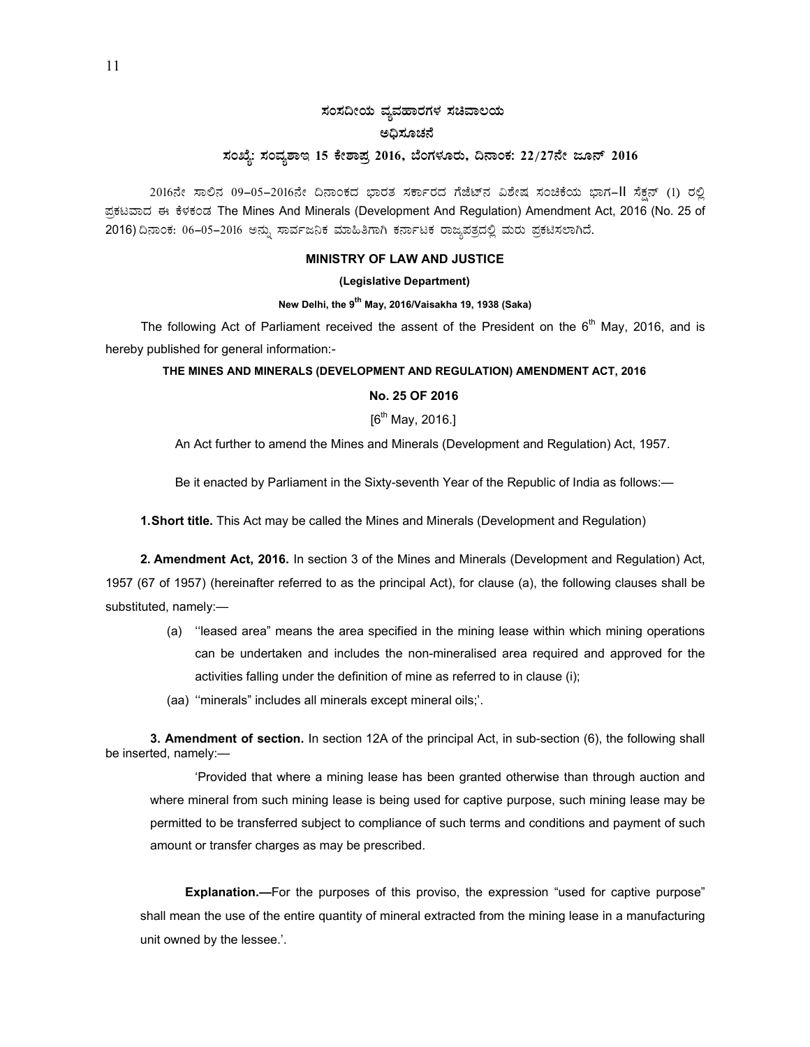**ಸಂಸದೀಯ ವ್ಯವಹಾರಗಳ ಸಚಿವಾಲಯ**

**ಅಧಿಸೂಚನೆ**

**ಸಂಖ್ಯೆ: ಸಂವ್ಯಶಾಇ 15 ಕೇಶಾಪ್ರ 2016, ಬೆಂಗಳೂರು, ದಿನಾಂಕ: 22/27ನೇ ಜೂನ್ 2016**

2016ನೇ ಸಾಲಿನ 09-05-2016ನೇ ದಿನಾಂಕದ ಭಾರತ ಸರ್ಕಾರದ ಗೆಜೆಟ್‌ನ ವಿಶೇಷ ಸಂಚಿಕೆಯ ಭಾಗ-II ಸೆಕ್ಷನ್ (1) ರಲ್ಲಿ ಪ್ರಕಟವಾದ ಈ ಕೆಳಕಂಡ The Mines And Minerals (Development And Regulation) Amendment Act, 2016 (No. 25 of 2016) ದಿನಾಂಕ: 06-05-2016 ಅನ್ನು ಸಾರ್ವಜನಿಕ ಮಾಹಿತಿಗಾಗಿ ಕರ್ನಾಟಕ ರಾಜ್ಯಪತ್ರದಲ್ಲಿ ಮರು ಪ್ರಕಟಿಸಲಾಗಿದೆ.

**MINISTRY OF LAW AND JUSTICE**

**(Legislative Department)**

**New Delhi, the 9th May, 2016/Vaisakha 19, 1938 (Saka)**

The following Act of Parliament received the assent of the President on the 6th May, 2016, and is hereby published for general information:-

**THE MINES AND MINERALS (DEVELOPMENT AND REGULATION) AMENDMENT ACT, 2016**

**No. 25 OF 2016**

[6th May, 2016.]

An Act further to amend the Mines and Minerals (Development and Regulation) Act, 1957.

Be it enacted by Parliament in the Sixty-seventh Year of the Republic of India as follows:—

**1. Short title.** This Act may be called the Mines and Minerals (Development and Regulation)

**2. Amendment Act, 2016.** In section 3 of the Mines and Minerals (Development and Regulation) Act, 1957 (67 of 1957) (hereinafter referred to as the principal Act), for clause (a), the following clauses shall be substituted, namely:—

(a) ''leased area" means the area specified in the mining lease within which mining operations can be undertaken and includes the non-mineralised area required and approved for the activities falling under the definition of mine as referred to in clause (i);

(aa) ''minerals" includes all minerals except mineral oils;'.

**3. Amendment of section.** In section 12A of the principal Act, in sub-section (6), the following shall be inserted, namely:—

'Provided that where a mining lease has been granted otherwise than through auction and where mineral from such mining lease is being used for captive purpose, such mining lease may be permitted to be transferred subject to compliance of such terms and conditions and payment of such amount or transfer charges as may be prescribed.

**Explanation.—**For the purposes of this proviso, the expression "used for captive purpose" shall mean the use of the entire quantity of mineral extracted from the mining lease in a manufacturing unit owned by the lessee.'.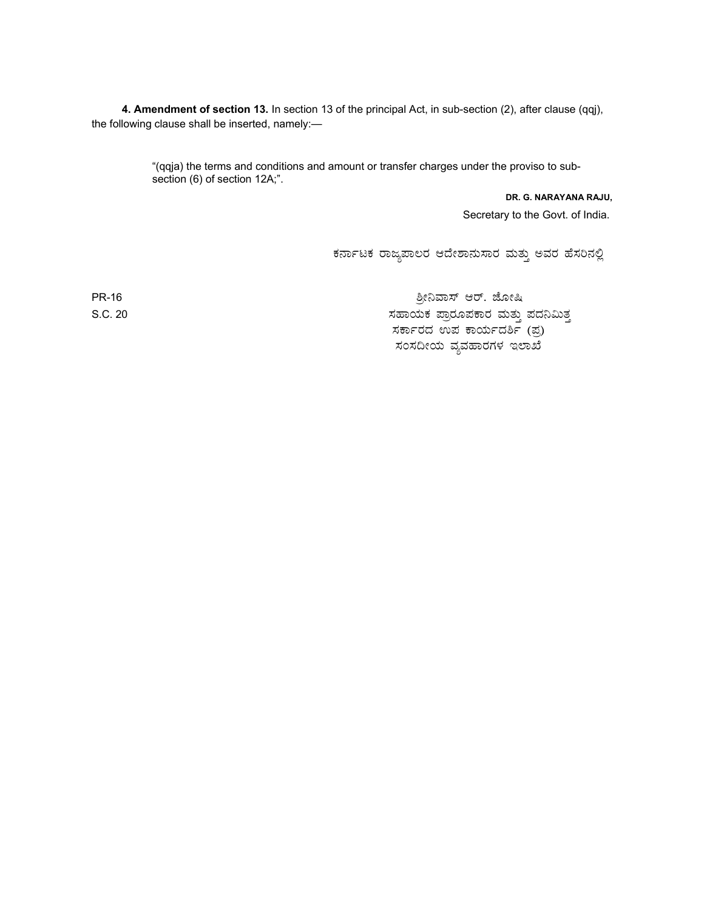**4. Amendment of section 13.** In section 13 of the principal Act, in sub-section (2), after clause (qqj), the following clause shall be inserted, namely:—

"(qqja) the terms and conditions and amount or transfer charges under the proviso to sub-section (6) of section 12A;".

**DR. G. NARAYANA RAJU,**
Secretary to the Govt. of India.

ಕರ್ನಾಟಕ ರಾಜ್ಯಪಾಲರ ಆದೇಶಾನುಸಾರ ಮತ್ತು ಅವರ ಹೆಸರಿನಲ್ಲಿ

ಶ್ರೀನಿವಾಸ್ ಆರ್. ಜೋಷಿ
ಸಹಾಯಕ ಪ್ರಾರೂಪಕಾರ ಮತ್ತು ಪದನಿಮಿತ್ತ
ಸರ್ಕಾರದ ಉಪ ಕಾರ್ಯದರ್ಶಿ (ಪ್ರ)
ಸಂಸದೀಯ ವ್ಯವಹಾರಗಳ ಇಲಾಖೆ

PR-16
S.C. 20